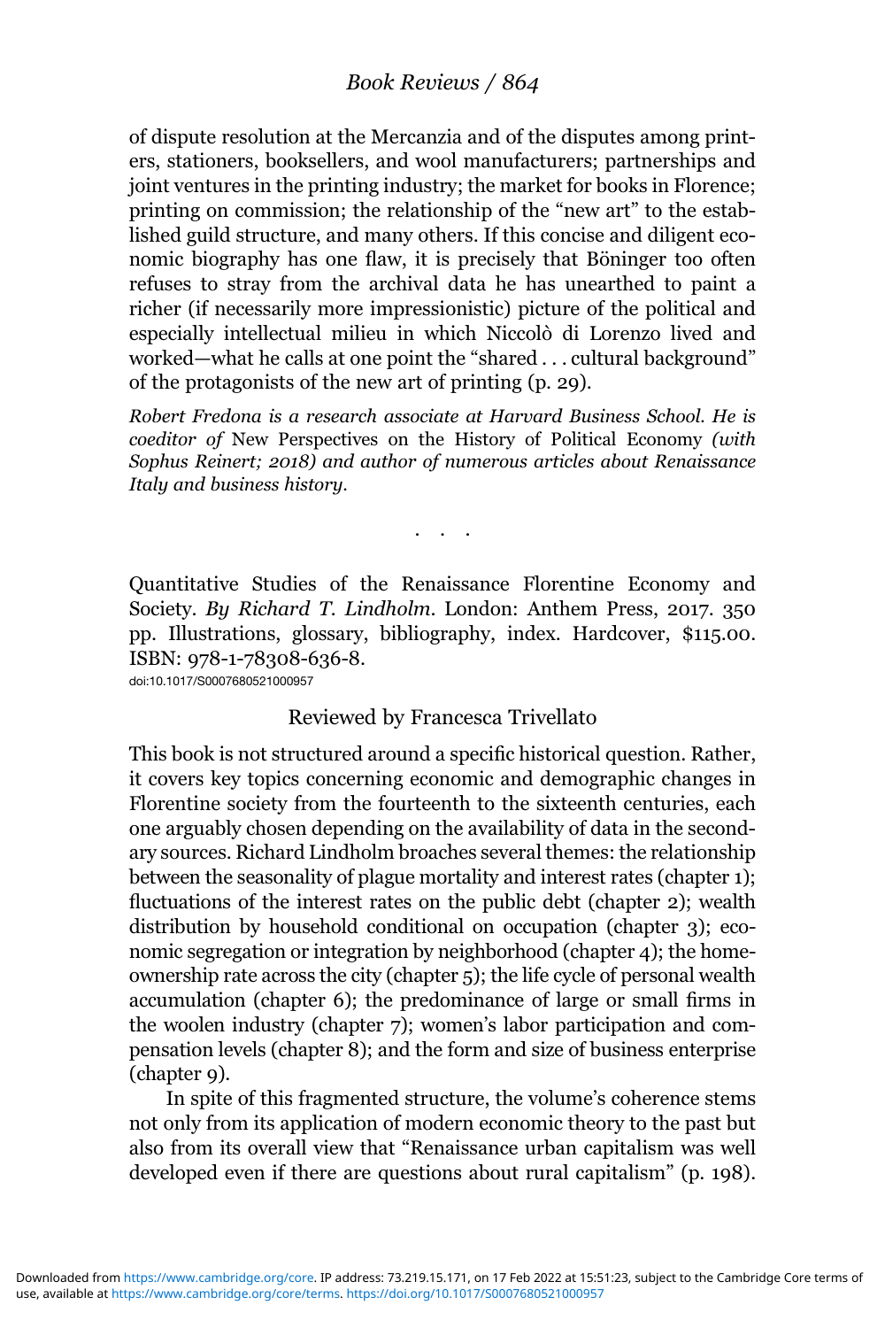of dispute resolution at the Mercanzia and of the disputes among printers, stationers, booksellers, and wool manufacturers; partnerships and joint ventures in the printing industry; the market for books in Florence; printing on commission; the relationship of the "new art" to the established guild structure, and many others. If this concise and diligent economic biography has one flaw, it is precisely that Böninger too often refuses to stray from the archival data he has unearthed to paint a richer (if necessarily more impressionistic) picture of the political and especially intellectual milieu in which Niccolò di Lorenzo lived and worked—what he calls at one point the "shared . . . cultural background" of the protagonists of the new art of printing (p. 29).

*Robert Fredona is a research associate at Harvard Business School. He is coeditor of* New Perspectives on the History of Political Economy *(with Sophus Reinert; 2018) and author of numerous articles about Renaissance Italy and business history.*

. . .

Quantitative Studies of the Renaissance Florentine Economy and Society. *By Richard T. Lindholm*. London: Anthem Press, 2017. 350 pp. Illustrations, glossary, bibliography, index. Hardcover, $115.00. ISBN: 978-1-78308-636-8.
doi:10.1017/S0007680521000957

Reviewed by Francesca Trivellato

This book is not structured around a specific historical question. Rather, it covers key topics concerning economic and demographic changes in Florentine society from the fourteenth to the sixteenth centuries, each one arguably chosen depending on the availability of data in the secondary sources. Richard Lindholm broaches several themes: the relationship between the seasonality of plague mortality and interest rates (chapter 1); fluctuations of the interest rates on the public debt (chapter 2); wealth distribution by household conditional on occupation (chapter 3); economic segregation or integration by neighborhood (chapter 4); the homeownership rate across the city (chapter 5); the life cycle of personal wealth accumulation (chapter 6); the predominance of large or small firms in the woolen industry (chapter 7); women's labor participation and compensation levels (chapter 8); and the form and size of business enterprise (chapter 9).

In spite of this fragmented structure, the volume's coherence stems not only from its application of modern economic theory to the past but also from its overall view that "Renaissance urban capitalism was well developed even if there are questions about rural capitalism" (p. 198).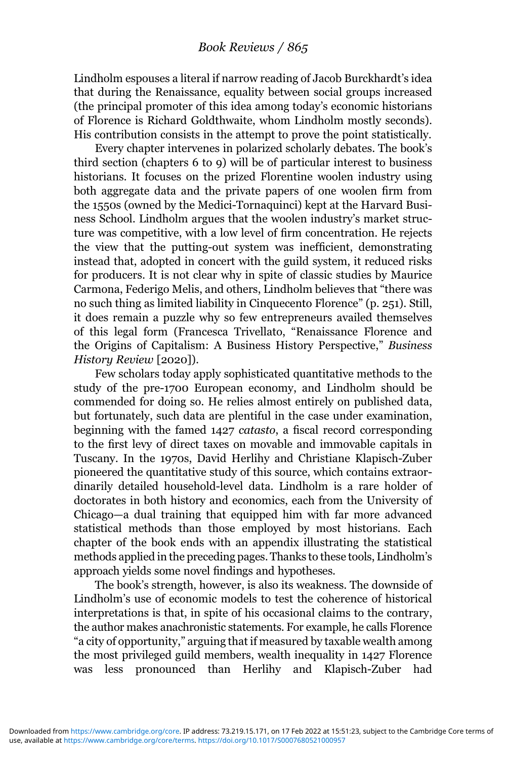Lindholm espouses a literal if narrow reading of Jacob Burckhardt's idea that during the Renaissance, equality between social groups increased (the principal promoter of this idea among today's economic historians of Florence is Richard Goldthwaite, whom Lindholm mostly seconds). His contribution consists in the attempt to prove the point statistically.

Every chapter intervenes in polarized scholarly debates. The book's third section (chapters 6 to 9) will be of particular interest to business historians. It focuses on the prized Florentine woolen industry using both aggregate data and the private papers of one woolen firm from the 1550s (owned by the Medici-Tornaquinci) kept at the Harvard Business School. Lindholm argues that the woolen industry's market structure was competitive, with a low level of firm concentration. He rejects the view that the putting-out system was inefficient, demonstrating instead that, adopted in concert with the guild system, it reduced risks for producers. It is not clear why in spite of classic studies by Maurice Carmona, Federigo Melis, and others, Lindholm believes that "there was no such thing as limited liability in Cinquecento Florence" (p. 251). Still, it does remain a puzzle why so few entrepreneurs availed themselves of this legal form (Francesca Trivellato, "Renaissance Florence and the Origins of Capitalism: A Business History Perspective," *Business History Review* [2020]).

Few scholars today apply sophisticated quantitative methods to the study of the pre-1700 European economy, and Lindholm should be commended for doing so. He relies almost entirely on published data, but fortunately, such data are plentiful in the case under examination, beginning with the famed 1427 *catasto*, a fiscal record corresponding to the first levy of direct taxes on movable and immovable capitals in Tuscany. In the 1970s, David Herlihy and Christiane Klapisch-Zuber pioneered the quantitative study of this source, which contains extraordinarily detailed household-level data. Lindholm is a rare holder of doctorates in both history and economics, each from the University of Chicago—a dual training that equipped him with far more advanced statistical methods than those employed by most historians. Each chapter of the book ends with an appendix illustrating the statistical methods applied in the preceding pages. Thanks to these tools, Lindholm's approach yields some novel findings and hypotheses.

The book's strength, however, is also its weakness. The downside of Lindholm's use of economic models to test the coherence of historical interpretations is that, in spite of his occasional claims to the contrary, the author makes anachronistic statements. For example, he calls Florence "a city of opportunity," arguing that if measured by taxable wealth among the most privileged guild members, wealth inequality in 1427 Florence was less pronounced than Herlihy and Klapisch-Zuber had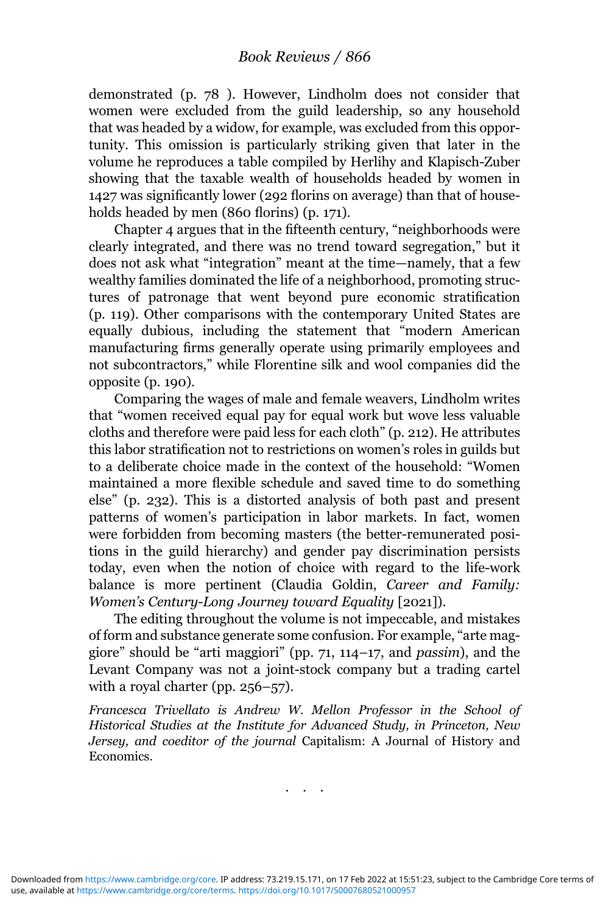demonstrated (p. 78 ). However, Lindholm does not consider that women were excluded from the guild leadership, so any household that was headed by a widow, for example, was excluded from this opportunity. This omission is particularly striking given that later in the volume he reproduces a table compiled by Herlihy and Klapisch-Zuber showing that the taxable wealth of households headed by women in 1427 was significantly lower (292 florins on average) than that of households headed by men (860 florins) (p. 171).

Chapter 4 argues that in the fifteenth century, "neighborhoods were clearly integrated, and there was no trend toward segregation," but it does not ask what "integration" meant at the time—namely, that a few wealthy families dominated the life of a neighborhood, promoting structures of patronage that went beyond pure economic stratification (p. 119). Other comparisons with the contemporary United States are equally dubious, including the statement that "modern American manufacturing firms generally operate using primarily employees and not subcontractors," while Florentine silk and wool companies did the opposite (p. 190).

Comparing the wages of male and female weavers, Lindholm writes that "women received equal pay for equal work but wove less valuable cloths and therefore were paid less for each cloth" (p. 212). He attributes this labor stratification not to restrictions on women's roles in guilds but to a deliberate choice made in the context of the household: "Women maintained a more flexible schedule and saved time to do something else" (p. 232). This is a distorted analysis of both past and present patterns of women's participation in labor markets. In fact, women were forbidden from becoming masters (the better-remunerated positions in the guild hierarchy) and gender pay discrimination persists today, even when the notion of choice with regard to the life-work balance is more pertinent (Claudia Goldin, *Career and Family: Women's Century-Long Journey toward Equality* [2021]).

The editing throughout the volume is not impeccable, and mistakes of form and substance generate some confusion. For example, "arte maggiore" should be "arti maggiori" (pp. 71, 114–17, and *passim*), and the Levant Company was not a joint-stock company but a trading cartel with a royal charter (pp. 256–57).

*Francesca Trivellato is Andrew W. Mellon Professor in the School of Historical Studies at the Institute for Advanced Study, in Princeton, New Jersey, and coeditor of the journal* Capitalism: A Journal of History and Economics.

. . .